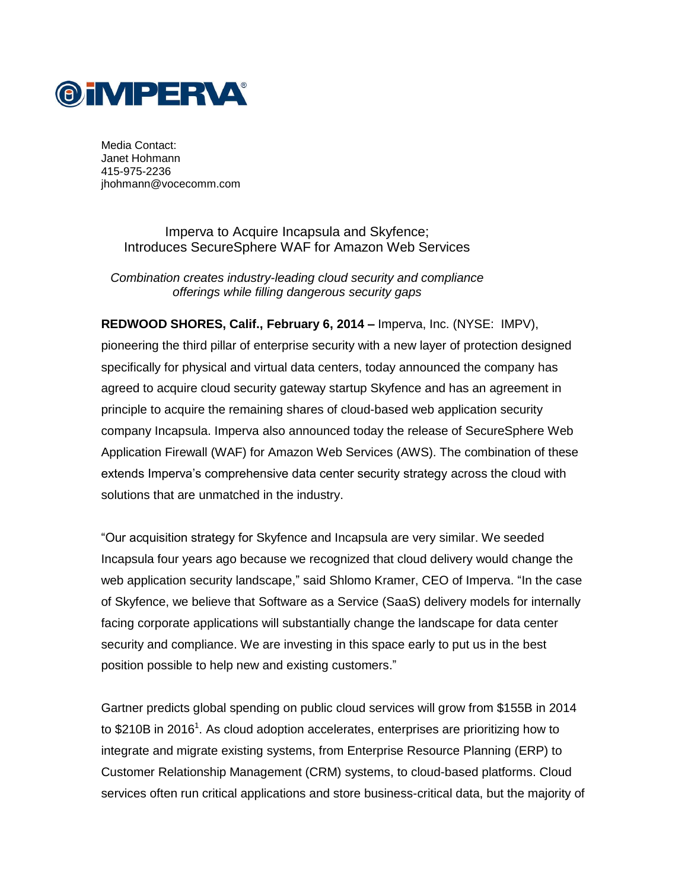IMPERVA

Media Contact:
Janet Hohmann
415-975-2236
jhohmann@vocecomm.com

# Imperva to Acquire Incapsula and Skyfence; Introduces SecureSphere WAF for Amazon Web Services

*Combination creates industry-leading cloud security and compliance offerings while filling dangerous security gaps*

**REDWOOD SHORES, Calif., February 6, 2014 –** Imperva, Inc. (NYSE: IMPV), pioneering the third pillar of enterprise security with a new layer of protection designed specifically for physical and virtual data centers, today announced the company has agreed to acquire cloud security gateway startup Skyfence and has an agreement in principle to acquire the remaining shares of cloud-based web application security company Incapsula. Imperva also announced today the release of SecureSphere Web Application Firewall (WAF) for Amazon Web Services (AWS). The combination of these extends Imperva's comprehensive data center security strategy across the cloud with solutions that are unmatched in the industry.

"Our acquisition strategy for Skyfence and Incapsula are very similar. We seeded Incapsula four years ago because we recognized that cloud delivery would change the web application security landscape," said Shlomo Kramer, CEO of Imperva. "In the case of Skyfence, we believe that Software as a Service (SaaS) delivery models for internally facing corporate applications will substantially change the landscape for data center security and compliance. We are investing in this space early to put us in the best position possible to help new and existing customers."

Gartner predicts global spending on public cloud services will grow from $155B in 2014 to $210B in 2016[1]. As cloud adoption accelerates, enterprises are prioritizing how to integrate and migrate existing systems, from Enterprise Resource Planning (ERP) to Customer Relationship Management (CRM) systems, to cloud-based platforms. Cloud services often run critical applications and store business-critical data, but the majority of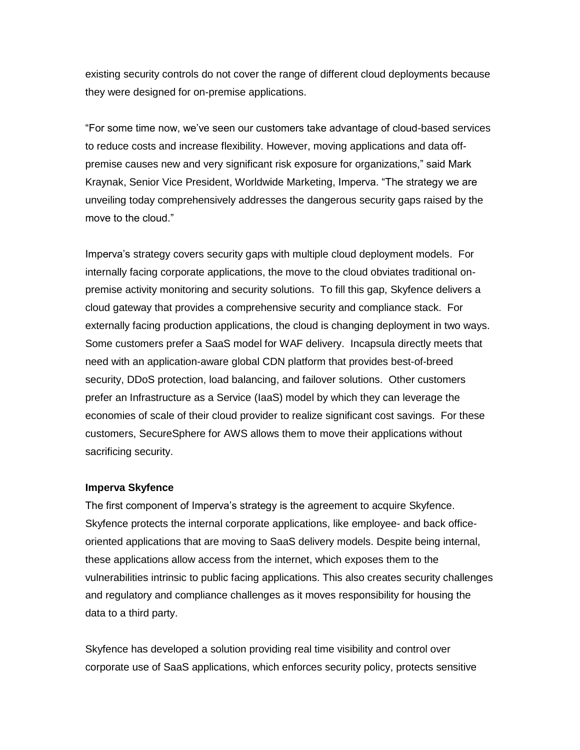existing security controls do not cover the range of different cloud deployments because they were designed for on-premise applications.

"For some time now, we've seen our customers take advantage of cloud-based services to reduce costs and increase flexibility. However, moving applications and data off-premise causes new and very significant risk exposure for organizations," said Mark Kraynak, Senior Vice President, Worldwide Marketing, Imperva. "The strategy we are unveiling today comprehensively addresses the dangerous security gaps raised by the move to the cloud."

Imperva's strategy covers security gaps with multiple cloud deployment models. For internally facing corporate applications, the move to the cloud obviates traditional on-premise activity monitoring and security solutions. To fill this gap, Skyfence delivers a cloud gateway that provides a comprehensive security and compliance stack. For externally facing production applications, the cloud is changing deployment in two ways. Some customers prefer a SaaS model for WAF delivery. Incapsula directly meets that need with an application-aware global CDN platform that provides best-of-breed security, DDoS protection, load balancing, and failover solutions. Other customers prefer an Infrastructure as a Service (IaaS) model by which they can leverage the economies of scale of their cloud provider to realize significant cost savings. For these customers, SecureSphere for AWS allows them to move their applications without sacrificing security.

**Imperva Skyfence**

The first component of Imperva's strategy is the agreement to acquire Skyfence. Skyfence protects the internal corporate applications, like employee- and back office-oriented applications that are moving to SaaS delivery models. Despite being internal, these applications allow access from the internet, which exposes them to the vulnerabilities intrinsic to public facing applications. This also creates security challenges and regulatory and compliance challenges as it moves responsibility for housing the data to a third party.

Skyfence has developed a solution providing real time visibility and control over corporate use of SaaS applications, which enforces security policy, protects sensitive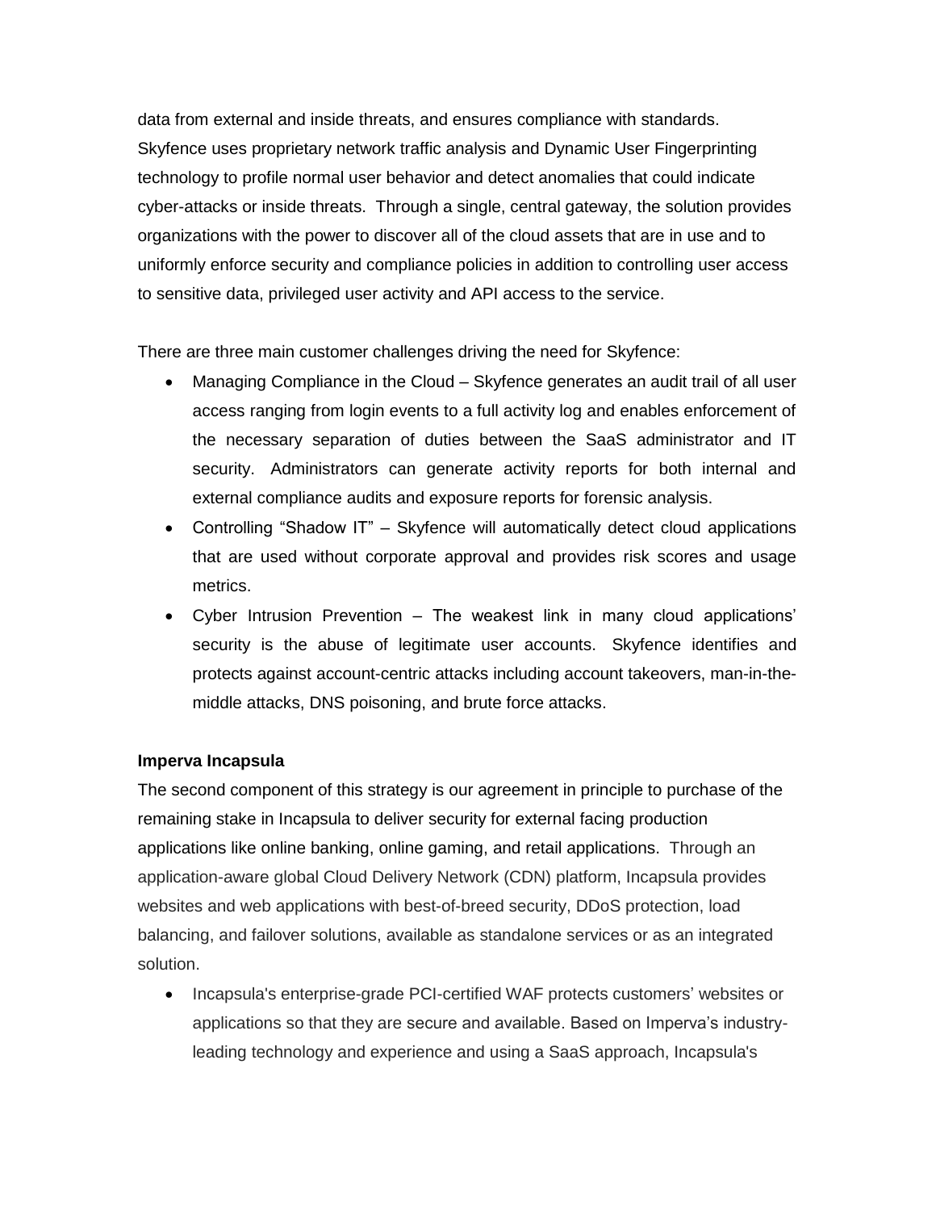data from external and inside threats, and ensures compliance with standards. Skyfence uses proprietary network traffic analysis and Dynamic User Fingerprinting technology to profile normal user behavior and detect anomalies that could indicate cyber-attacks or inside threats. Through a single, central gateway, the solution provides organizations with the power to discover all of the cloud assets that are in use and to uniformly enforce security and compliance policies in addition to controlling user access to sensitive data, privileged user activity and API access to the service.

There are three main customer challenges driving the need for Skyfence:

- Managing Compliance in the Cloud – Skyfence generates an audit trail of all user access ranging from login events to a full activity log and enables enforcement of the necessary separation of duties between the SaaS administrator and IT security. Administrators can generate activity reports for both internal and external compliance audits and exposure reports for forensic analysis.
- Controlling "Shadow IT" – Skyfence will automatically detect cloud applications that are used without corporate approval and provides risk scores and usage metrics.
- Cyber Intrusion Prevention – The weakest link in many cloud applications' security is the abuse of legitimate user accounts. Skyfence identifies and protects against account-centric attacks including account takeovers, man-in-the-middle attacks, DNS poisoning, and brute force attacks.

**Imperva Incapsula**

The second component of this strategy is our agreement in principle to purchase of the remaining stake in Incapsula to deliver security for external facing production applications like online banking, online gaming, and retail applications. Through an application-aware global Cloud Delivery Network (CDN) platform, Incapsula provides websites and web applications with best-of-breed security, DDoS protection, load balancing, and failover solutions, available as standalone services or as an integrated solution.

- Incapsula's enterprise-grade PCI-certified WAF protects customers' websites or applications so that they are secure and available. Based on Imperva's industry-leading technology and experience and using a SaaS approach, Incapsula's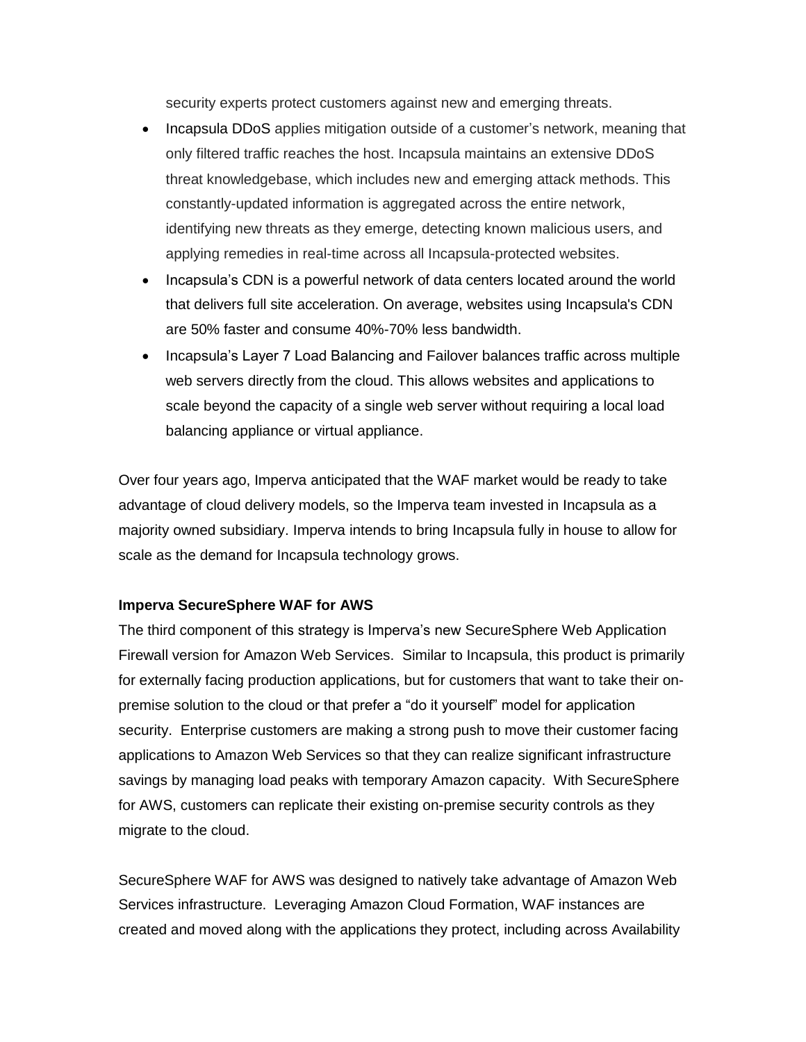security experts protect customers against new and emerging threats.

- Incapsula DDoS applies mitigation outside of a customer's network, meaning that only filtered traffic reaches the host. Incapsula maintains an extensive DDoS threat knowledgebase, which includes new and emerging attack methods. This constantly-updated information is aggregated across the entire network, identifying new threats as they emerge, detecting known malicious users, and applying remedies in real-time across all Incapsula-protected websites.
- Incapsula's CDN is a powerful network of data centers located around the world that delivers full site acceleration. On average, websites using Incapsula's CDN are 50% faster and consume 40%-70% less bandwidth.
- Incapsula's Layer 7 Load Balancing and Failover balances traffic across multiple web servers directly from the cloud. This allows websites and applications to scale beyond the capacity of a single web server without requiring a local load balancing appliance or virtual appliance.

Over four years ago, Imperva anticipated that the WAF market would be ready to take advantage of cloud delivery models, so the Imperva team invested in Incapsula as a majority owned subsidiary. Imperva intends to bring Incapsula fully in house to allow for scale as the demand for Incapsula technology grows.

**Imperva SecureSphere WAF for AWS**

The third component of this strategy is Imperva's new SecureSphere Web Application Firewall version for Amazon Web Services. Similar to Incapsula, this product is primarily for externally facing production applications, but for customers that want to take their on-premise solution to the cloud or that prefer a "do it yourself" model for application security. Enterprise customers are making a strong push to move their customer facing applications to Amazon Web Services so that they can realize significant infrastructure savings by managing load peaks with temporary Amazon capacity. With SecureSphere for AWS, customers can replicate their existing on-premise security controls as they migrate to the cloud.

SecureSphere WAF for AWS was designed to natively take advantage of Amazon Web Services infrastructure. Leveraging Amazon Cloud Formation, WAF instances are created and moved along with the applications they protect, including across Availability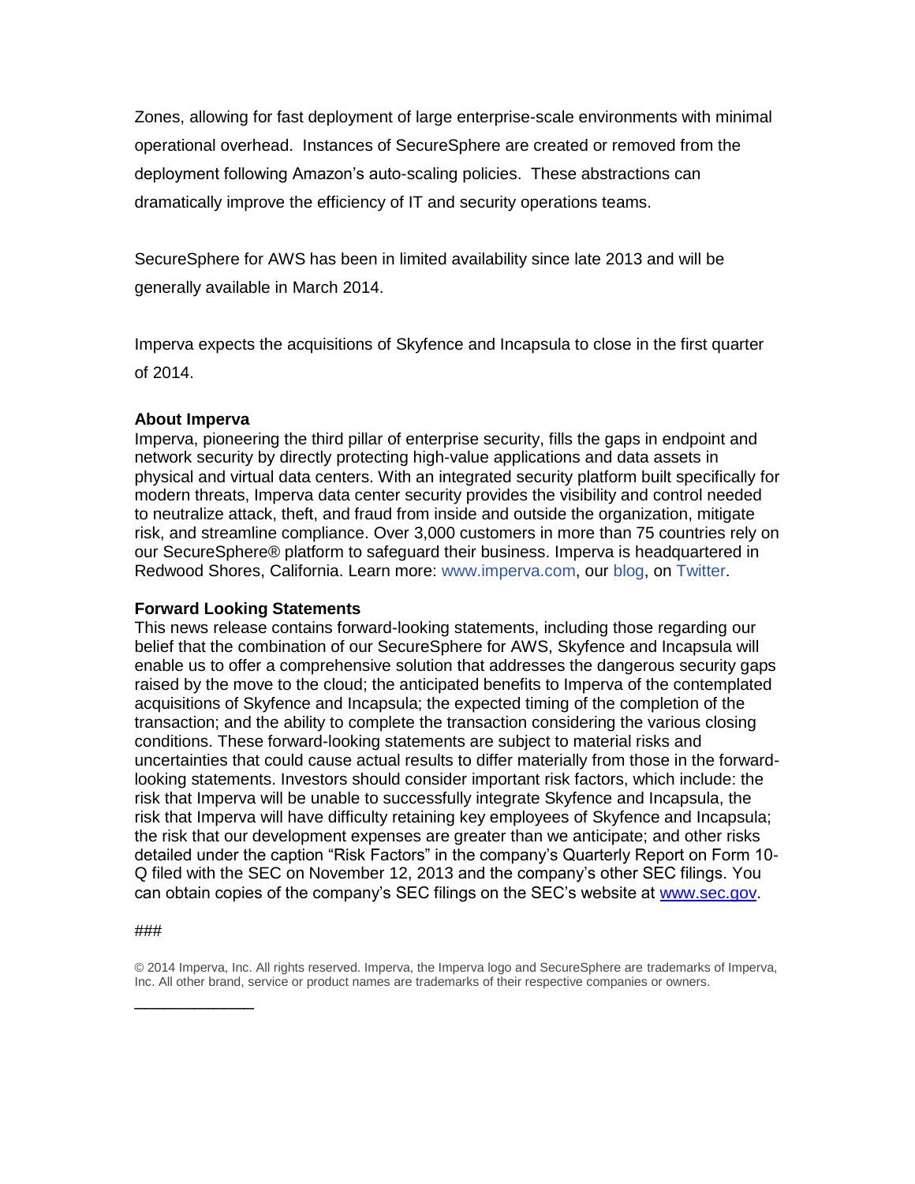Zones, allowing for fast deployment of large enterprise-scale environments with minimal operational overhead. Instances of SecureSphere are created or removed from the deployment following Amazon's auto-scaling policies. These abstractions can dramatically improve the efficiency of IT and security operations teams.

SecureSphere for AWS has been in limited availability since late 2013 and will be generally available in March 2014.

Imperva expects the acquisitions of Skyfence and Incapsula to close in the first quarter of 2014.

**About Imperva**

Imperva, pioneering the third pillar of enterprise security, fills the gaps in endpoint and network security by directly protecting high-value applications and data assets in physical and virtual data centers. With an integrated security platform built specifically for modern threats, Imperva data center security provides the visibility and control needed to neutralize attack, theft, and fraud from inside and outside the organization, mitigate risk, and streamline compliance. Over 3,000 customers in more than 75 countries rely on our SecureSphere® platform to safeguard their business. Imperva is headquartered in Redwood Shores, California. Learn more: www.imperva.com, our blog, on Twitter.

**Forward Looking Statements**

This news release contains forward-looking statements, including those regarding our belief that the combination of our SecureSphere for AWS, Skyfence and Incapsula will enable us to offer a comprehensive solution that addresses the dangerous security gaps raised by the move to the cloud; the anticipated benefits to Imperva of the contemplated acquisitions of Skyfence and Incapsula; the expected timing of the completion of the transaction; and the ability to complete the transaction considering the various closing conditions. These forward-looking statements are subject to material risks and uncertainties that could cause actual results to differ materially from those in the forward-looking statements. Investors should consider important risk factors, which include: the risk that Imperva will be unable to successfully integrate Skyfence and Incapsula, the risk that Imperva will have difficulty retaining key employees of Skyfence and Incapsula; the risk that our development expenses are greater than we anticipate; and other risks detailed under the caption "Risk Factors" in the company's Quarterly Report on Form 10-Q filed with the SEC on November 12, 2013 and the company's other SEC filings. You can obtain copies of the company's SEC filings on the SEC's website at www.sec.gov.

###

© 2014 Imperva, Inc. All rights reserved. Imperva, the Imperva logo and SecureSphere are trademarks of Imperva, Inc. All other brand, service or product names are trademarks of their respective companies or owners.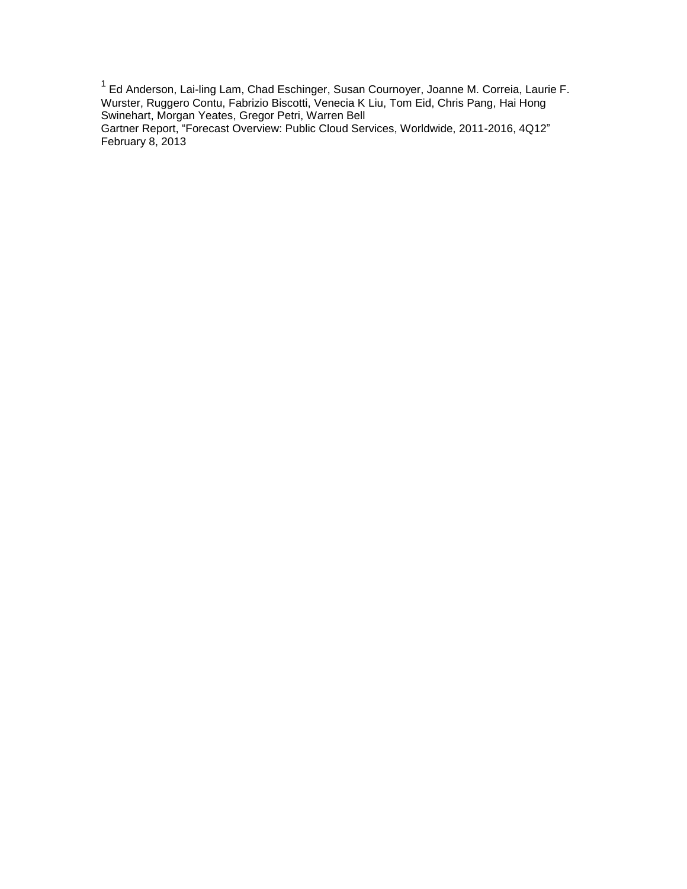[1] Ed Anderson, Lai-ling Lam, Chad Eschinger, Susan Cournoyer, Joanne M. Correia, Laurie F. Wurster, Ruggero Contu, Fabrizio Biscotti, Venecia K Liu, Tom Eid, Chris Pang, Hai Hong Swinehart, Morgan Yeates, Gregor Petri, Warren Bell
Gartner Report, "Forecast Overview: Public Cloud Services, Worldwide, 2011-2016, 4Q12"
February 8, 2013